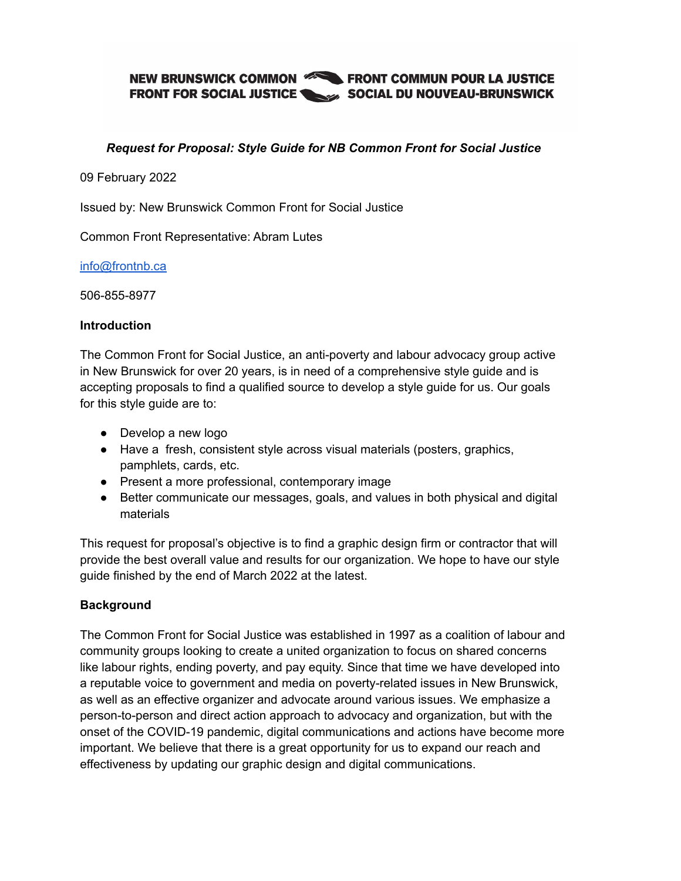NEW BRUNSWICK COMMON FRONT FOR SOCIAL JUSTICE FRONT COMMUN POUR LA JUSTICE SOCIAL DU NOUVEAU-BRUNSWICK

***Request for Proposal: Style Guide for NB Common Front for Social Justice***

09 February 2022

Issued by: New Brunswick Common Front for Social Justice

Common Front Representative: Abram Lutes

info@frontnb.ca

506-855-8977

**Introduction**

The Common Front for Social Justice, an anti-poverty and labour advocacy group active in New Brunswick for over 20 years, is in need of a comprehensive style guide and is accepting proposals to find a qualified source to develop a style guide for us. Our goals for this style guide are to:

- Develop a new logo
- Have a fresh, consistent style across visual materials (posters, graphics, pamphlets, cards, etc.
- Present a more professional, contemporary image
- Better communicate our messages, goals, and values in both physical and digital materials

This request for proposal's objective is to find a graphic design firm or contractor that will provide the best overall value and results for our organization. We hope to have our style guide finished by the end of March 2022 at the latest.

**Background**

The Common Front for Social Justice was established in 1997 as a coalition of labour and community groups looking to create a united organization to focus on shared concerns like labour rights, ending poverty, and pay equity. Since that time we have developed into a reputable voice to government and media on poverty-related issues in New Brunswick, as well as an effective organizer and advocate around various issues. We emphasize a person-to-person and direct action approach to advocacy and organization, but with the onset of the COVID-19 pandemic, digital communications and actions have become more important. We believe that there is a great opportunity for us to expand our reach and effectiveness by updating our graphic design and digital communications.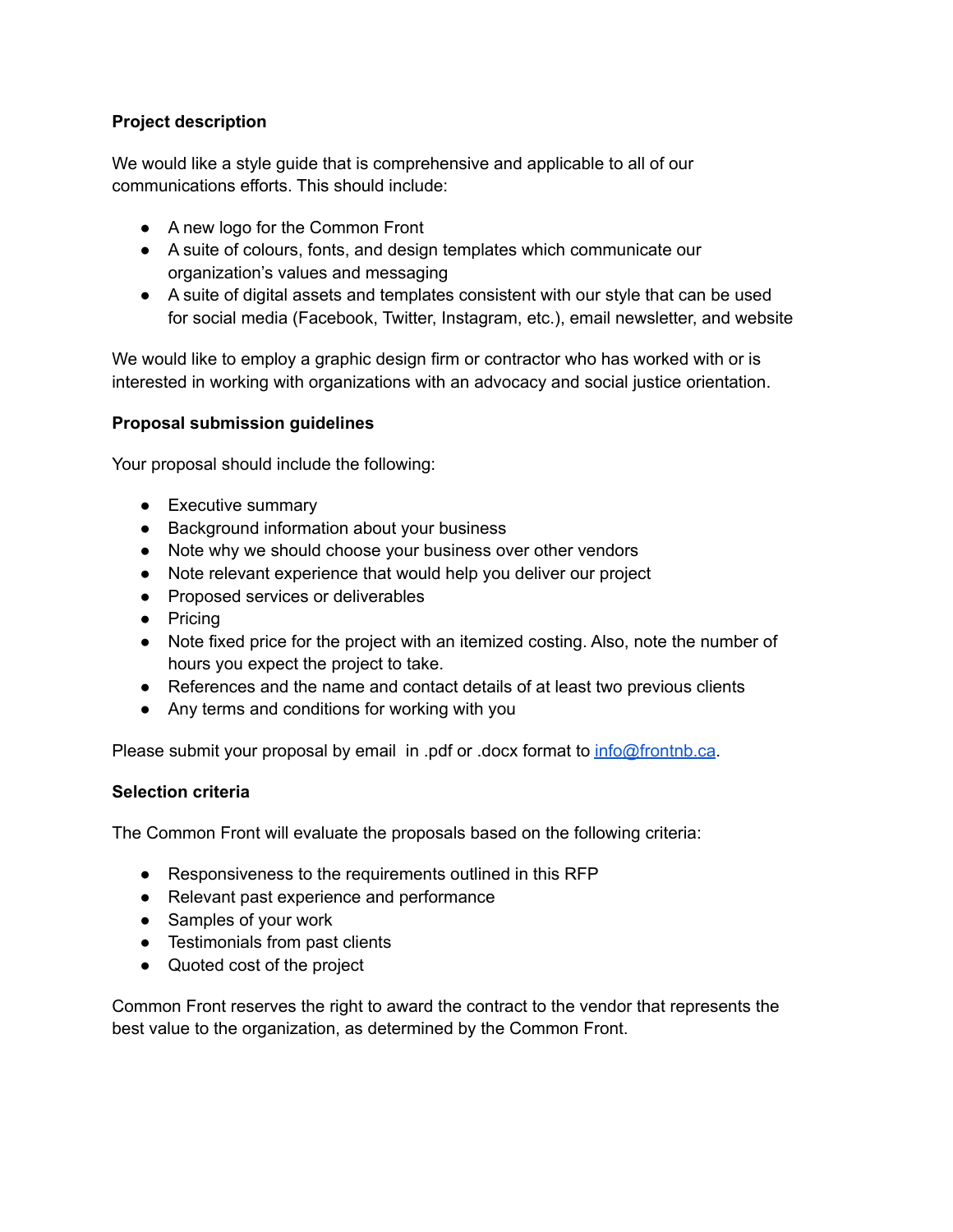**Project description**

We would like a style guide that is comprehensive and applicable to all of our communications efforts. This should include:

- A new logo for the Common Front
- A suite of colours, fonts, and design templates which communicate our organization's values and messaging
- A suite of digital assets and templates consistent with our style that can be used for social media (Facebook, Twitter, Instagram, etc.), email newsletter, and website

We would like to employ a graphic design firm or contractor who has worked with or is interested in working with organizations with an advocacy and social justice orientation.

**Proposal submission guidelines**

Your proposal should include the following:

- Executive summary
- Background information about your business
- Note why we should choose your business over other vendors
- Note relevant experience that would help you deliver our project
- Proposed services or deliverables
- Pricing
- Note fixed price for the project with an itemized costing. Also, note the number of hours you expect the project to take.
- References and the name and contact details of at least two previous clients
- Any terms and conditions for working with you

Please submit your proposal by email in .pdf or .docx format to [info@frontnb.ca](mailto:info@frontnb.ca).

**Selection criteria**

The Common Front will evaluate the proposals based on the following criteria:

- Responsiveness to the requirements outlined in this RFP
- Relevant past experience and performance
- Samples of your work
- Testimonials from past clients
- Quoted cost of the project

Common Front reserves the right to award the contract to the vendor that represents the best value to the organization, as determined by the Common Front.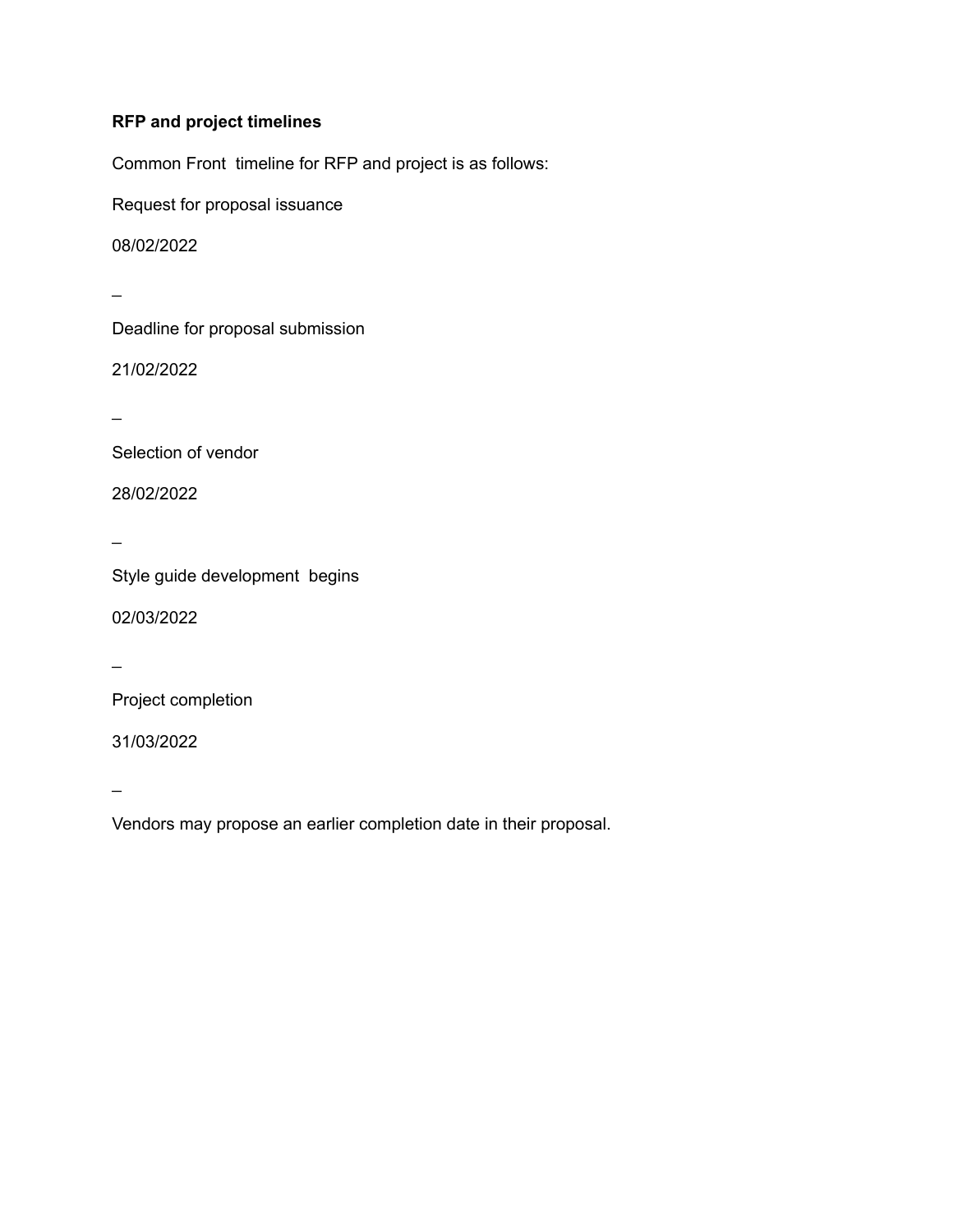**RFP and project timelines**

Common Front timeline for RFP and project is as follows:

Request for proposal issuance

08/02/2022

–

Deadline for proposal submission

21/02/2022

–

Selection of vendor

28/02/2022

–

Style guide development begins

02/03/2022

–

Project completion

31/03/2022

–

Vendors may propose an earlier completion date in their proposal.